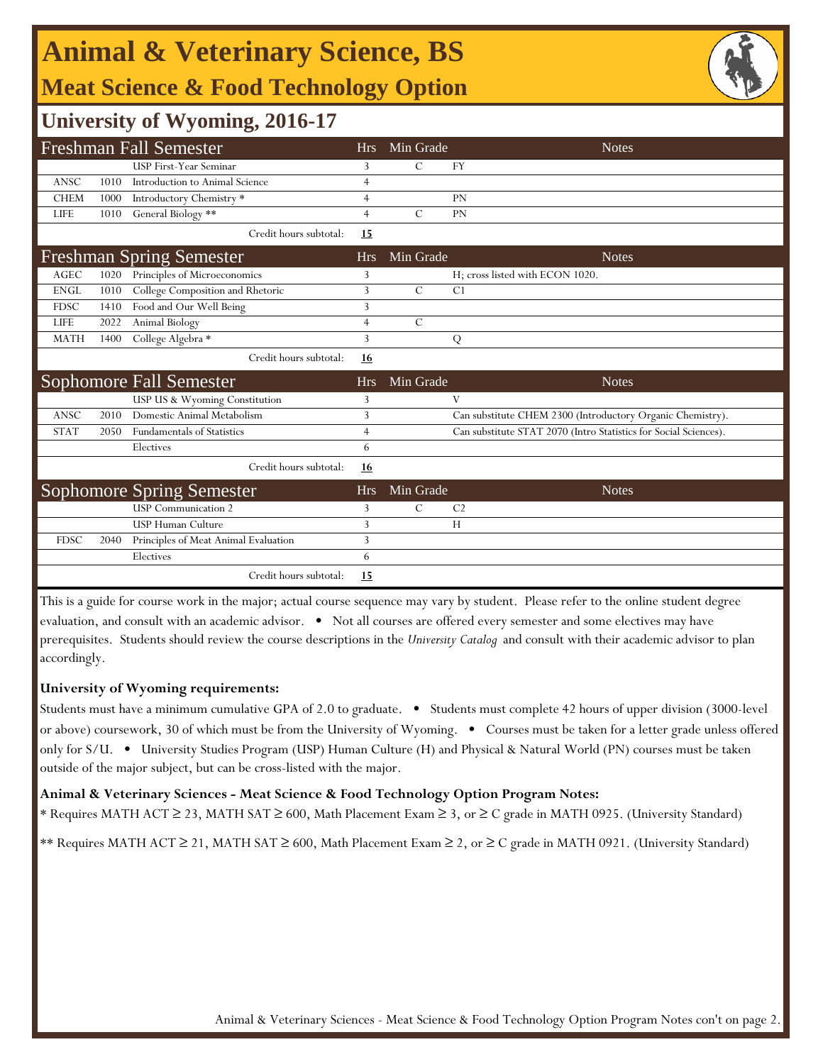# Animal & Veterinary Science, BS

## Meat Science & Food Technology Option

## University of Wyoming, 2016-17

| Freshman Fall Semester | | | Hrs | Min Grade | Notes |
|---|---|---|---|---|---|
| | | USP First-Year Seminar | 3 | C | FY |
| ANSC | 1010 | Introduction to Animal Science | 4 | | |
| CHEM | 1000 | Introductory Chemistry * | 4 | | PN |
| LIFE | 1010 | General Biology ** | 4 | C | PN |
| | | Credit hours subtotal: | **15** | | |

| Freshman Spring Semester | | | Hrs | Min Grade | Notes |
|---|---|---|---|---|---|
| AGEC | 1020 | Principles of Microeconomics | 3 | | H; cross listed with ECON 1020. |
| ENGL | 1010 | College Composition and Rhetoric | 3 | C | C1 |
| FDSC | 1410 | Food and Our Well Being | 3 | | |
| LIFE | 2022 | Animal Biology | 4 | C | |
| MATH | 1400 | College Algebra * | 3 | | Q |
| | | Credit hours subtotal: | **16** | | |

| Sophomore Fall Semester | | | Hrs | Min Grade | Notes |
|---|---|---|---|---|---|
| | | USP US & Wyoming Constitution | 3 | | V |
| ANSC | 2010 | Domestic Animal Metabolism | 3 | | Can substitute CHEM 2300 (Introductory Organic Chemistry). |
| STAT | 2050 | Fundamentals of Statistics | 4 | | Can substitute STAT 2070 (Intro Statistics for Social Sciences). |
| | | Electives | 6 | | |
| | | Credit hours subtotal: | **16** | | |

| Sophomore Spring Semester | | | Hrs | Min Grade | Notes |
|---|---|---|---|---|---|
| | | USP Communication 2 | 3 | C | C2 |
| | | USP Human Culture | 3 | | H |
| FDSC | 2040 | Principles of Meat Animal Evaluation | 3 | | |
| | | Electives | 6 | | |
| | | Credit hours subtotal: | **15** | | |

This is a guide for course work in the major; actual course sequence may vary by student. Please refer to the online student degree evaluation, and consult with an academic advisor. • Not all courses are offered every semester and some electives may have prerequisites. Students should review the course descriptions in the *University Catalog* and consult with their academic advisor to plan accordingly.

**University of Wyoming requirements:**

Students must have a minimum cumulative GPA of 2.0 to graduate. • Students must complete 42 hours of upper division (3000-level or above) coursework, 30 of which must be from the University of Wyoming. • Courses must be taken for a letter grade unless offered only for S/U. • University Studies Program (USP) Human Culture (H) and Physical & Natural World (PN) courses must be taken outside of the major subject, but can be cross-listed with the major.

**Animal & Veterinary Sciences - Meat Science & Food Technology Option Program Notes:**

* Requires MATH ACT ≥ 23, MATH SAT ≥ 600, Math Placement Exam ≥ 3, or ≥ C grade in MATH 0925. (University Standard)

** Requires MATH ACT ≥ 21, MATH SAT ≥ 600, Math Placement Exam ≥ 2, or ≥ C grade in MATH 0921. (University Standard)

Animal & Veterinary Sciences - Meat Science & Food Technology Option Program Notes con't on page 2.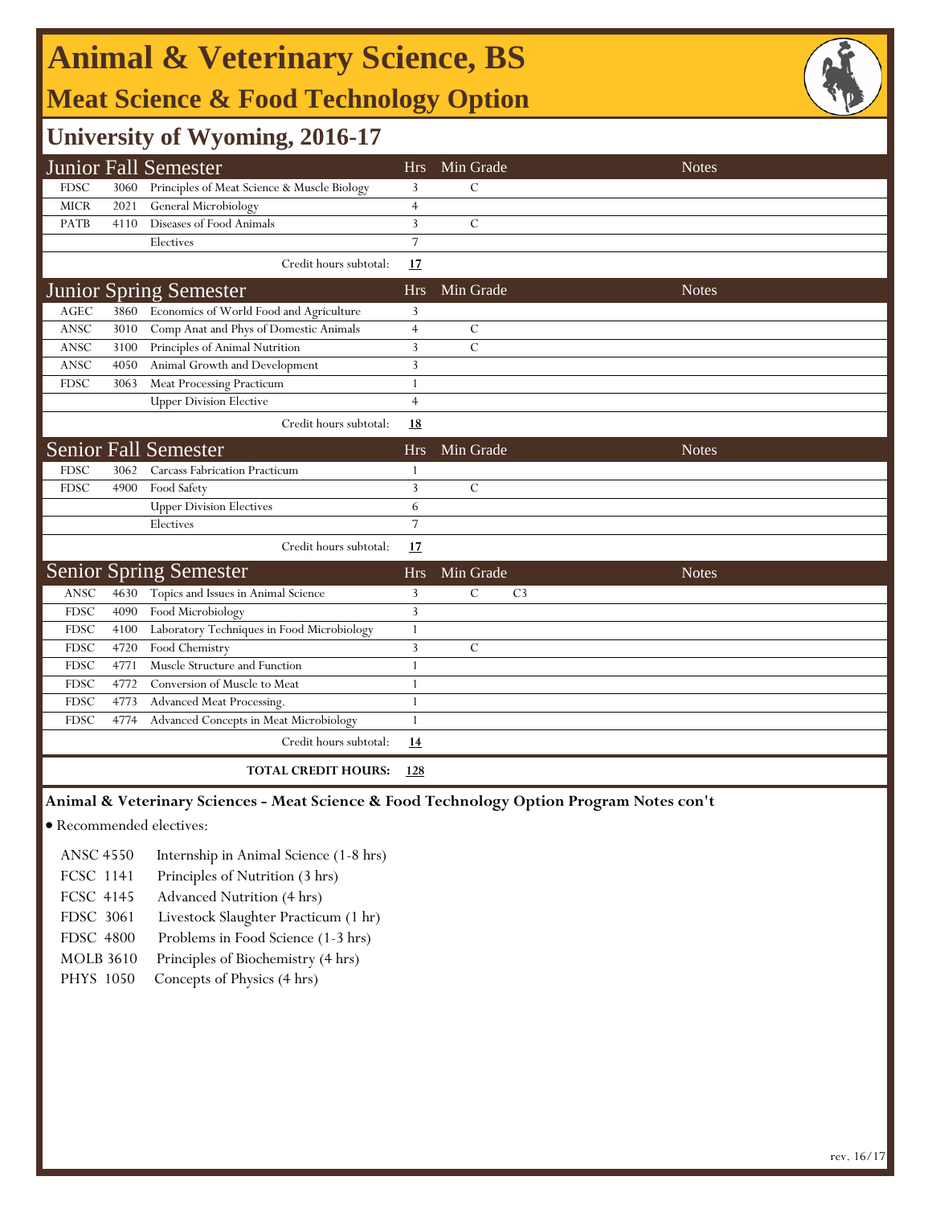# Animal & Veterinary Science, BS

## Meat Science & Food Technology Option

## University of Wyoming, 2016-17

| Junior Fall Semester | | | Hrs | Min Grade | Notes |
|---|---|---|---|---|---|
| FDSC | 3060 | Principles of Meat Science & Muscle Biology | 3 | C | |
| MICR | 2021 | General Microbiology | 4 | | |
| PATB | 4110 | Diseases of Food Animals | 3 | C | |
| | | Electives | 7 | | |
| | | Credit hours subtotal: | **17** | | |

| Junior Spring Semester | | | Hrs | Min Grade | Notes |
|---|---|---|---|---|---|
| AGEC | 3860 | Economics of World Food and Agriculture | 3 | | |
| ANSC | 3010 | Comp Anat and Phys of Domestic Animals | 4 | C | |
| ANSC | 3100 | Principles of Animal Nutrition | 3 | C | |
| ANSC | 4050 | Animal Growth and Development | 3 | | |
| FDSC | 3063 | Meat Processing Practicum | 1 | | |
| | | Upper Division Elective | 4 | | |
| | | Credit hours subtotal: | **18** | | |

| Senior Fall Semester | | | Hrs | Min Grade | Notes |
|---|---|---|---|---|---|
| FDSC | 3062 | Carcass Fabrication Practicum | 1 | | |
| FDSC | 4900 | Food Safety | 3 | C | |
| | | Upper Division Electives | 6 | | |
| | | Electives | 7 | | |
| | | Credit hours subtotal: | **17** | | |

| Senior Spring Semester | | | Hrs | Min Grade | Notes |
|---|---|---|---|---|---|
| ANSC | 4630 | Topics and Issues in Animal Science | 3 | C C3 | |
| FDSC | 4090 | Food Microbiology | 3 | | |
| FDSC | 4100 | Laboratory Techniques in Food Microbiology | 1 | | |
| FDSC | 4720 | Food Chemistry | 3 | C | |
| FDSC | 4771 | Muscle Structure and Function | 1 | | |
| FDSC | 4772 | Conversion of Muscle to Meat | 1 | | |
| FDSC | 4773 | Advanced Meat Processing. | 1 | | |
| FDSC | 4774 | Advanced Concepts in Meat Microbiology | 1 | | |
| | | Credit hours subtotal: | **14** | | |
| | | **TOTAL CREDIT HOURS:** | **128** | | |

**Animal & Veterinary Sciences - Meat Science & Food Technology Option Program Notes con't**

- Recommended electives:

| | |
|---|---|
| ANSC 4550 | Internship in Animal Science (1-8 hrs) |
| FCSC 1141 | Principles of Nutrition (3 hrs) |
| FCSC 4145 | Advanced Nutrition (4 hrs) |
| FDSC 3061 | Livestock Slaughter Practicum (1 hr) |
| FDSC 4800 | Problems in Food Science (1-3 hrs) |
| MOLB 3610 | Principles of Biochemistry (4 hrs) |
| PHYS 1050 | Concepts of Physics (4 hrs) |

rev. 16/17